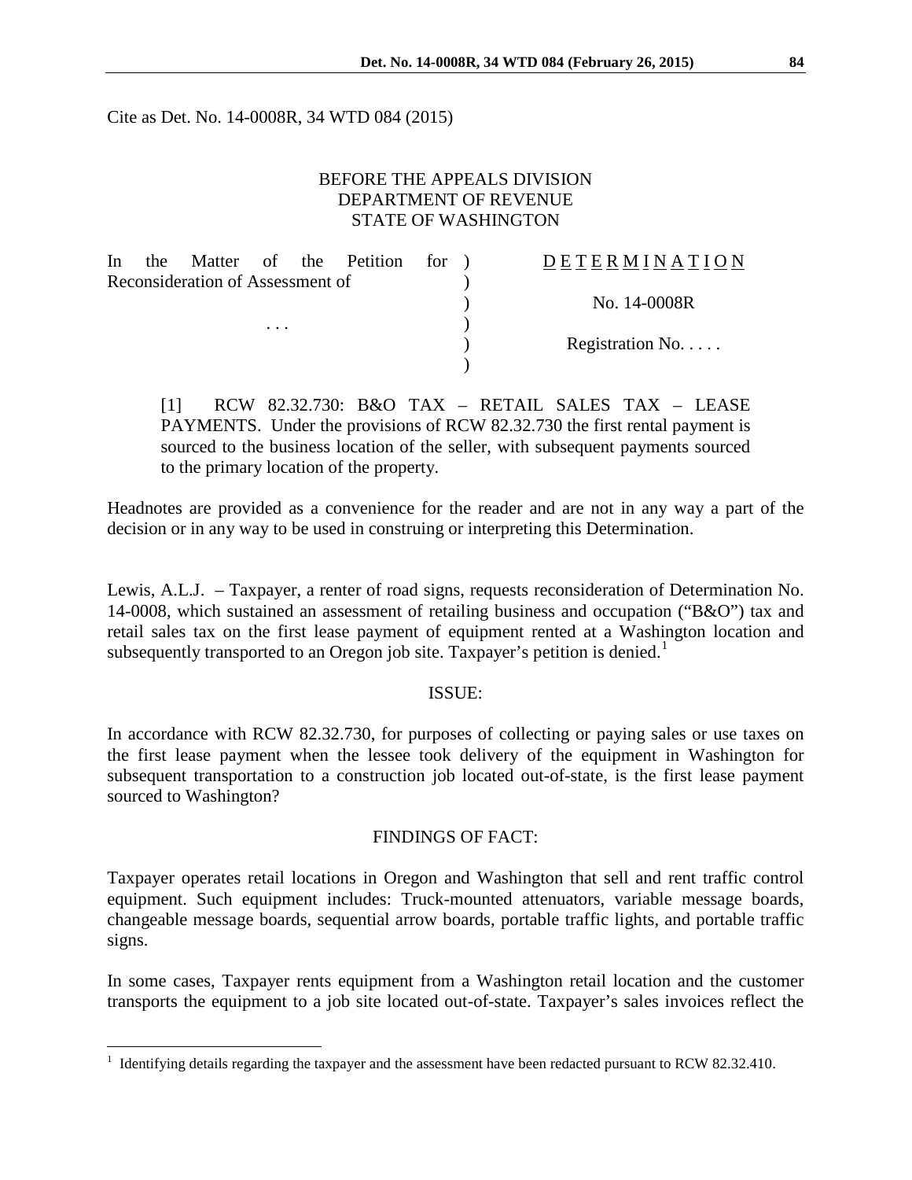Cite as Det. No. 14-0008R, 34 WTD 084 (2015)

BEFORE THE APPEALS DIVISION
DEPARTMENT OF REVENUE
STATE OF WASHINGTON

| | | |
|---|---|---|
| In the Matter of the Petition for Reconsideration of Assessment of | ) | DETERMINATION |
| | ) | |
| | ) | No. 14-0008R |
| . . . | ) | |
| | ) | Registration No. . . . . |
| | ) | |

> [1] RCW 82.32.730: B&O TAX – RETAIL SALES TAX – LEASE PAYMENTS. Under the provisions of RCW 82.32.730 the first rental payment is sourced to the business location of the seller, with subsequent payments sourced to the primary location of the property.

Headnotes are provided as a convenience for the reader and are not in any way a part of the decision or in any way to be used in construing or interpreting this Determination.

Lewis, A.L.J. – Taxpayer, a renter of road signs, requests reconsideration of Determination No. 14-0008, which sustained an assessment of retailing business and occupation ("B&O") tax and retail sales tax on the first lease payment of equipment rented at a Washington location and subsequently transported to an Oregon job site. Taxpayer's petition is denied.[1]

## ISSUE:

In accordance with RCW 82.32.730, for purposes of collecting or paying sales or use taxes on the first lease payment when the lessee took delivery of the equipment in Washington for subsequent transportation to a construction job located out-of-state, is the first lease payment sourced to Washington?

## FINDINGS OF FACT:

Taxpayer operates retail locations in Oregon and Washington that sell and rent traffic control equipment. Such equipment includes: Truck-mounted attenuators, variable message boards, changeable message boards, sequential arrow boards, portable traffic lights, and portable traffic signs.

In some cases, Taxpayer rents equipment from a Washington retail location and the customer transports the equipment to a job site located out-of-state. Taxpayer's sales invoices reflect the

[1] Identifying details regarding the taxpayer and the assessment have been redacted pursuant to RCW 82.32.410.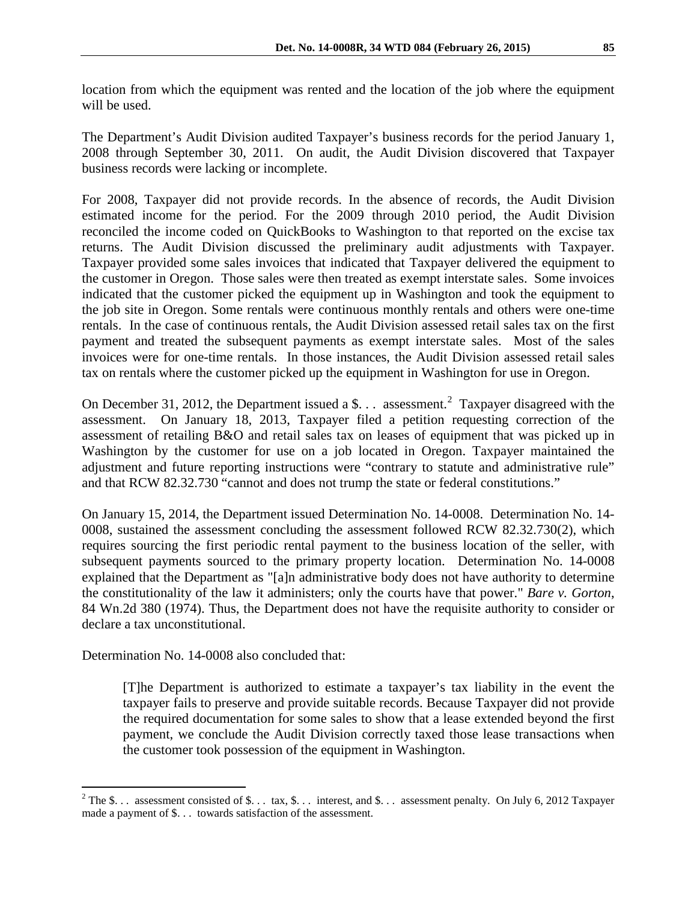location from which the equipment was rented and the location of the job where the equipment will be used.

The Department's Audit Division audited Taxpayer's business records for the period January 1, 2008 through September 30, 2011. On audit, the Audit Division discovered that Taxpayer business records were lacking or incomplete.

For 2008, Taxpayer did not provide records. In the absence of records, the Audit Division estimated income for the period. For the 2009 through 2010 period, the Audit Division reconciled the income coded on QuickBooks to Washington to that reported on the excise tax returns. The Audit Division discussed the preliminary audit adjustments with Taxpayer. Taxpayer provided some sales invoices that indicated that Taxpayer delivered the equipment to the customer in Oregon. Those sales were then treated as exempt interstate sales. Some invoices indicated that the customer picked the equipment up in Washington and took the equipment to the job site in Oregon. Some rentals were continuous monthly rentals and others were one-time rentals. In the case of continuous rentals, the Audit Division assessed retail sales tax on the first payment and treated the subsequent payments as exempt interstate sales. Most of the sales invoices were for one-time rentals. In those instances, the Audit Division assessed retail sales tax on rentals where the customer picked up the equipment in Washington for use in Oregon.

On December 31, 2012, the Department issued a \$. . . assessment.[2] Taxpayer disagreed with the assessment. On January 18, 2013, Taxpayer filed a petition requesting correction of the assessment of retailing B&O and retail sales tax on leases of equipment that was picked up in Washington by the customer for use on a job located in Oregon. Taxpayer maintained the adjustment and future reporting instructions were "contrary to statute and administrative rule" and that RCW 82.32.730 "cannot and does not trump the state or federal constitutions."

On January 15, 2014, the Department issued Determination No. 14-0008. Determination No. 14-0008, sustained the assessment concluding the assessment followed RCW 82.32.730(2), which requires sourcing the first periodic rental payment to the business location of the seller, with subsequent payments sourced to the primary property location. Determination No. 14-0008 explained that the Department as "[a]n administrative body does not have authority to determine the constitutionality of the law it administers; only the courts have that power." *Bare v. Gorton*, 84 Wn.2d 380 (1974). Thus, the Department does not have the requisite authority to consider or declare a tax unconstitutional.

Determination No. 14-0008 also concluded that:

> [T]he Department is authorized to estimate a taxpayer's tax liability in the event the taxpayer fails to preserve and provide suitable records. Because Taxpayer did not provide the required documentation for some sales to show that a lease extended beyond the first payment, we conclude the Audit Division correctly taxed those lease transactions when the customer took possession of the equipment in Washington.

---

[2] The \$. . . assessment consisted of \$. . . tax, \$. . . interest, and \$. . . assessment penalty. On July 6, 2012 Taxpayer made a payment of \$. . . towards satisfaction of the assessment.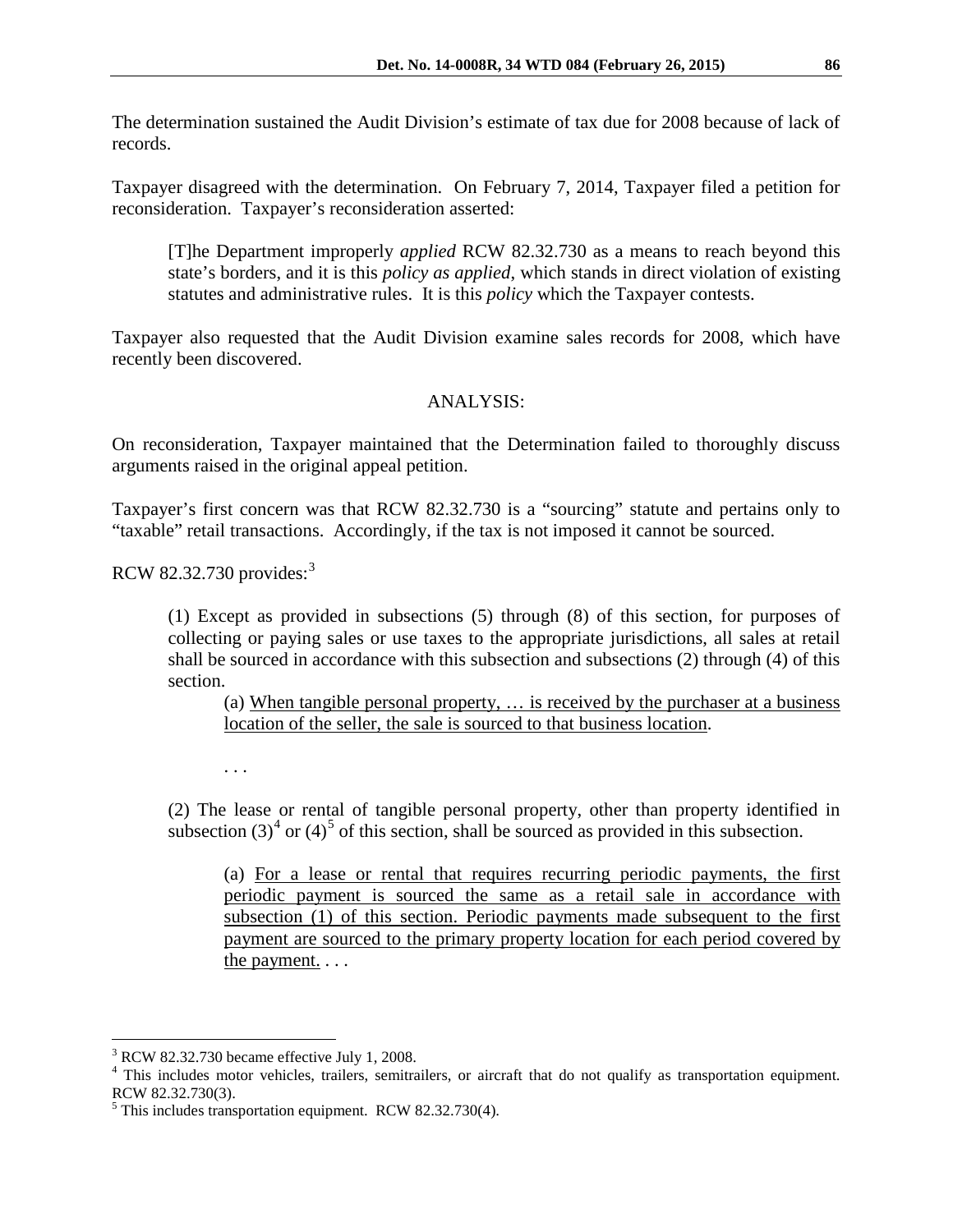The determination sustained the Audit Division's estimate of tax due for 2008 because of lack of records.

Taxpayer disagreed with the determination. On February 7, 2014, Taxpayer filed a petition for reconsideration. Taxpayer's reconsideration asserted:

> [T]he Department improperly *applied* RCW 82.32.730 as a means to reach beyond this state's borders, and it is this *policy as applied*, which stands in direct violation of existing statutes and administrative rules. It is this *policy* which the Taxpayer contests.

Taxpayer also requested that the Audit Division examine sales records for 2008, which have recently been discovered.

## ANALYSIS:

On reconsideration, Taxpayer maintained that the Determination failed to thoroughly discuss arguments raised in the original appeal petition.

Taxpayer's first concern was that RCW 82.32.730 is a "sourcing" statute and pertains only to "taxable" retail transactions. Accordingly, if the tax is not imposed it cannot be sourced.

RCW 82.32.730 provides:[3]

> (1) Except as provided in subsections (5) through (8) of this section, for purposes of collecting or paying sales or use taxes to the appropriate jurisdictions, all sales at retail shall be sourced in accordance with this subsection and subsections (2) through (4) of this section.
>
> > (a) <u>When tangible personal property, … is received by the purchaser at a business location of the seller, the sale is sourced to that business location</u>.
> >
> > . . .
>
> (2) The lease or rental of tangible personal property, other than property identified in subsection (3)[4] or (4)[5] of this section, shall be sourced as provided in this subsection.
>
> > (a) <u>For a lease or rental that requires recurring periodic payments, the first periodic payment is sourced the same as a retail sale in accordance with subsection (1) of this section. Periodic payments made subsequent to the first payment are sourced to the primary property location for each period covered by the payment.</u> . . .

---

[3] RCW 82.32.730 became effective July 1, 2008.

[4] This includes motor vehicles, trailers, semitrailers, or aircraft that do not qualify as transportation equipment. RCW 82.32.730(3).

[5] This includes transportation equipment. RCW 82.32.730(4).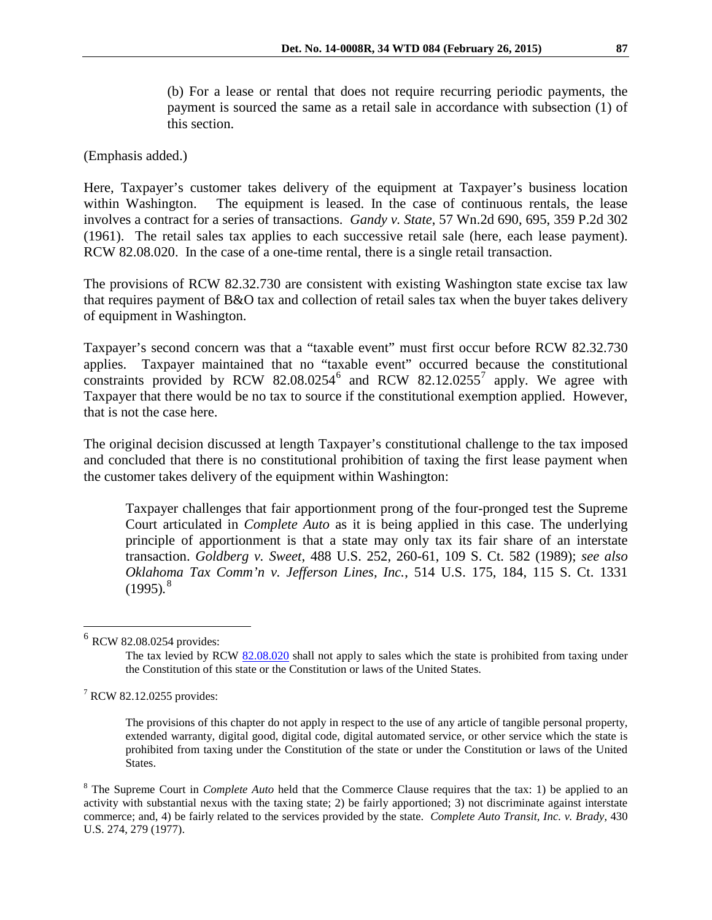(b) For a lease or rental that does not require recurring periodic payments, the payment is sourced the same as a retail sale in accordance with subsection (1) of this section.

(Emphasis added.)

Here, Taxpayer's customer takes delivery of the equipment at Taxpayer's business location within Washington. The equipment is leased. In the case of continuous rentals, the lease involves a contract for a series of transactions. *Gandy v. State*, 57 Wn.2d 690, 695, 359 P.2d 302 (1961). The retail sales tax applies to each successive retail sale (here, each lease payment). RCW 82.08.020. In the case of a one-time rental, there is a single retail transaction.

The provisions of RCW 82.32.730 are consistent with existing Washington state excise tax law that requires payment of B&O tax and collection of retail sales tax when the buyer takes delivery of equipment in Washington.

Taxpayer's second concern was that a "taxable event" must first occur before RCW 82.32.730 applies. Taxpayer maintained that no "taxable event" occurred because the constitutional constraints provided by RCW 82.08.0254[6] and RCW 82.12.0255[7] apply. We agree with Taxpayer that there would be no tax to source if the constitutional exemption applied. However, that is not the case here.

The original decision discussed at length Taxpayer's constitutional challenge to the tax imposed and concluded that there is no constitutional prohibition of taxing the first lease payment when the customer takes delivery of the equipment within Washington:

> Taxpayer challenges that fair apportionment prong of the four-pronged test the Supreme Court articulated in *Complete Auto* as it is being applied in this case. The underlying principle of apportionment is that a state may only tax its fair share of an interstate transaction. *Goldberg v. Sweet*, 488 U.S. 252, 260-61, 109 S. Ct. 582 (1989); *see also Oklahoma Tax Comm'n v. Jefferson Lines, Inc.*, 514 U.S. 175, 184, 115 S. Ct. 1331 (1995).[8]

---

[6] RCW 82.08.0254 provides:

> The tax levied by RCW 82.08.020 shall not apply to sales which the state is prohibited from taxing under the Constitution of this state or the Constitution or laws of the United States.

[7] RCW 82.12.0255 provides:

> The provisions of this chapter do not apply in respect to the use of any article of tangible personal property, extended warranty, digital good, digital code, digital automated service, or other service which the state is prohibited from taxing under the Constitution of the state or under the Constitution or laws of the United States.

[8] The Supreme Court in *Complete Auto* held that the Commerce Clause requires that the tax: 1) be applied to an activity with substantial nexus with the taxing state; 2) be fairly apportioned; 3) not discriminate against interstate commerce; and, 4) be fairly related to the services provided by the state. *Complete Auto Transit, Inc. v. Brady*, 430 U.S. 274, 279 (1977).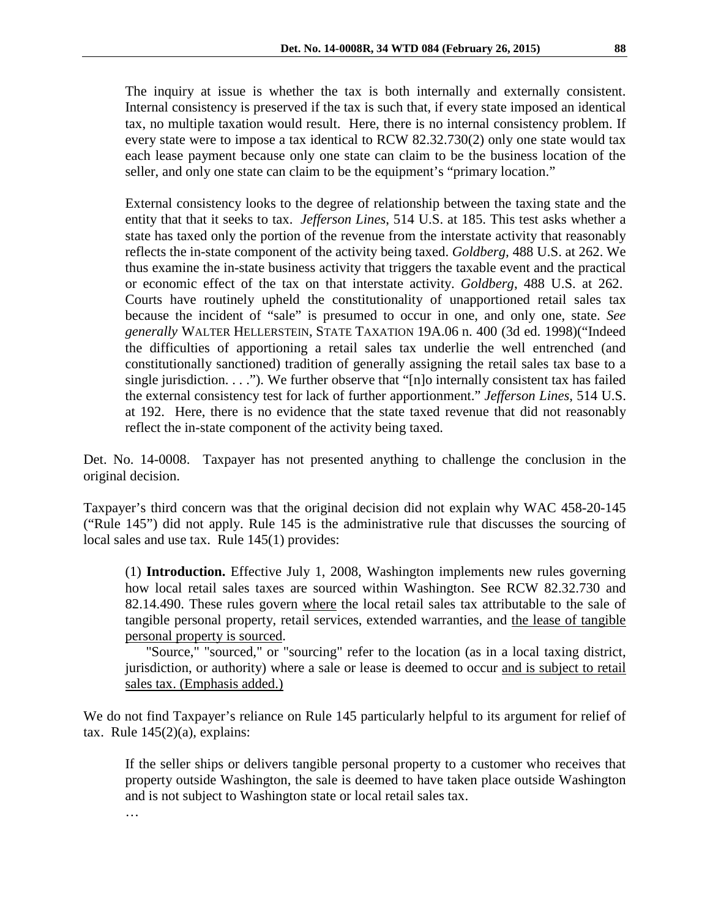> The inquiry at issue is whether the tax is both internally and externally consistent. Internal consistency is preserved if the tax is such that, if every state imposed an identical tax, no multiple taxation would result. Here, there is no internal consistency problem. If every state were to impose a tax identical to RCW 82.32.730(2) only one state would tax each lease payment because only one state can claim to be the business location of the seller, and only one state can claim to be the equipment's "primary location."
>
> External consistency looks to the degree of relationship between the taxing state and the entity that that it seeks to tax. *Jefferson Lines*, 514 U.S. at 185. This test asks whether a state has taxed only the portion of the revenue from the interstate activity that reasonably reflects the in-state component of the activity being taxed. *Goldberg*, 488 U.S. at 262. We thus examine the in-state business activity that triggers the taxable event and the practical or economic effect of the tax on that interstate activity. *Goldberg*, 488 U.S. at 262. Courts have routinely upheld the constitutionality of unapportioned retail sales tax because the incident of "sale" is presumed to occur in one, and only one, state. *See generally* WALTER HELLERSTEIN, STATE TAXATION 19A.06 n. 400 (3d ed. 1998)("Indeed the difficulties of apportioning a retail sales tax underlie the well entrenched (and constitutionally sanctioned) tradition of generally assigning the retail sales tax base to a single jurisdiction. . . ."). We further observe that "[n]o internally consistent tax has failed the external consistency test for lack of further apportionment." *Jefferson Lines*, 514 U.S. at 192. Here, there is no evidence that the state taxed revenue that did not reasonably reflect the in-state component of the activity being taxed.

Det. No. 14-0008. Taxpayer has not presented anything to challenge the conclusion in the original decision.

Taxpayer's third concern was that the original decision did not explain why WAC 458-20-145 ("Rule 145") did not apply. Rule 145 is the administrative rule that discusses the sourcing of local sales and use tax. Rule 145(1) provides:

> (1) **Introduction.** Effective July 1, 2008, Washington implements new rules governing how local retail sales taxes are sourced within Washington. See RCW 82.32.730 and 82.14.490. These rules govern <u>where</u> the local retail sales tax attributable to the sale of tangible personal property, retail services, extended warranties, and <u>the lease of tangible personal property is sourced</u>.
>
> "Source," "sourced," or "sourcing" refer to the location (as in a local taxing district, jurisdiction, or authority) where a sale or lease is deemed to occur <u>and is subject to retail sales tax. (Emphasis added.)</u>

We do not find Taxpayer's reliance on Rule 145 particularly helpful to its argument for relief of tax. Rule 145(2)(a), explains:

> If the seller ships or delivers tangible personal property to a customer who receives that property outside Washington, the sale is deemed to have taken place outside Washington and is not subject to Washington state or local retail sales tax.
>
> …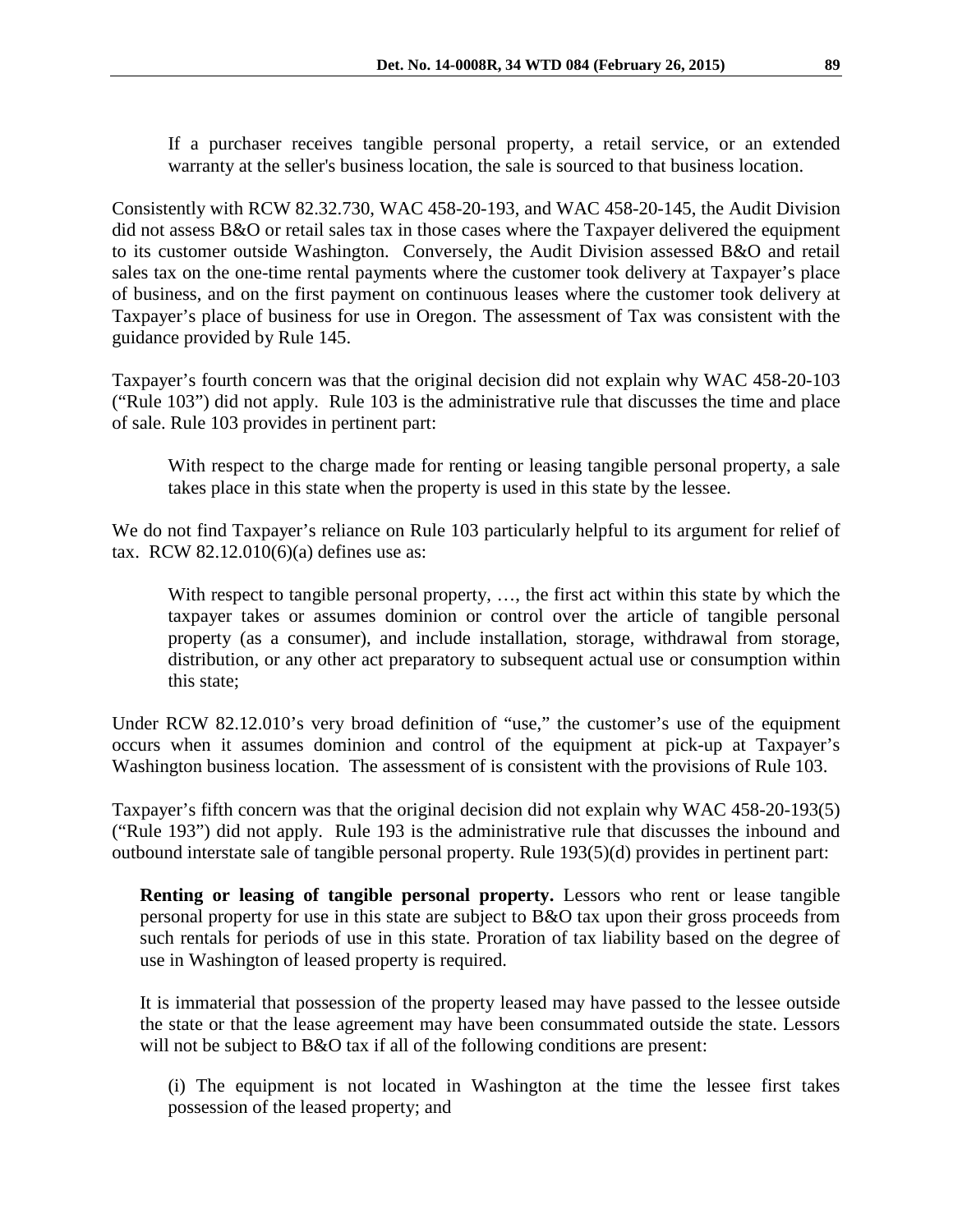> If a purchaser receives tangible personal property, a retail service, or an extended warranty at the seller's business location, the sale is sourced to that business location.

Consistently with RCW 82.32.730, WAC 458-20-193, and WAC 458-20-145, the Audit Division did not assess B&O or retail sales tax in those cases where the Taxpayer delivered the equipment to its customer outside Washington. Conversely, the Audit Division assessed B&O and retail sales tax on the one-time rental payments where the customer took delivery at Taxpayer's place of business, and on the first payment on continuous leases where the customer took delivery at Taxpayer's place of business for use in Oregon. The assessment of Tax was consistent with the guidance provided by Rule 145.

Taxpayer's fourth concern was that the original decision did not explain why WAC 458-20-103 ("Rule 103") did not apply. Rule 103 is the administrative rule that discusses the time and place of sale. Rule 103 provides in pertinent part:

> With respect to the charge made for renting or leasing tangible personal property, a sale takes place in this state when the property is used in this state by the lessee.

We do not find Taxpayer's reliance on Rule 103 particularly helpful to its argument for relief of tax. RCW 82.12.010(6)(a) defines use as:

> With respect to tangible personal property, …, the first act within this state by which the taxpayer takes or assumes dominion or control over the article of tangible personal property (as a consumer), and include installation, storage, withdrawal from storage, distribution, or any other act preparatory to subsequent actual use or consumption within this state;

Under RCW 82.12.010's very broad definition of "use," the customer's use of the equipment occurs when it assumes dominion and control of the equipment at pick-up at Taxpayer's Washington business location. The assessment of is consistent with the provisions of Rule 103.

Taxpayer's fifth concern was that the original decision did not explain why WAC 458-20-193(5) ("Rule 193") did not apply. Rule 193 is the administrative rule that discusses the inbound and outbound interstate sale of tangible personal property. Rule 193(5)(d) provides in pertinent part:

> **Renting or leasing of tangible personal property.** Lessors who rent or lease tangible personal property for use in this state are subject to B&O tax upon their gross proceeds from such rentals for periods of use in this state. Proration of tax liability based on the degree of use in Washington of leased property is required.
>
> It is immaterial that possession of the property leased may have passed to the lessee outside the state or that the lease agreement may have been consummated outside the state. Lessors will not be subject to B&O tax if all of the following conditions are present:
>
> > (i) The equipment is not located in Washington at the time the lessee first takes possession of the leased property; and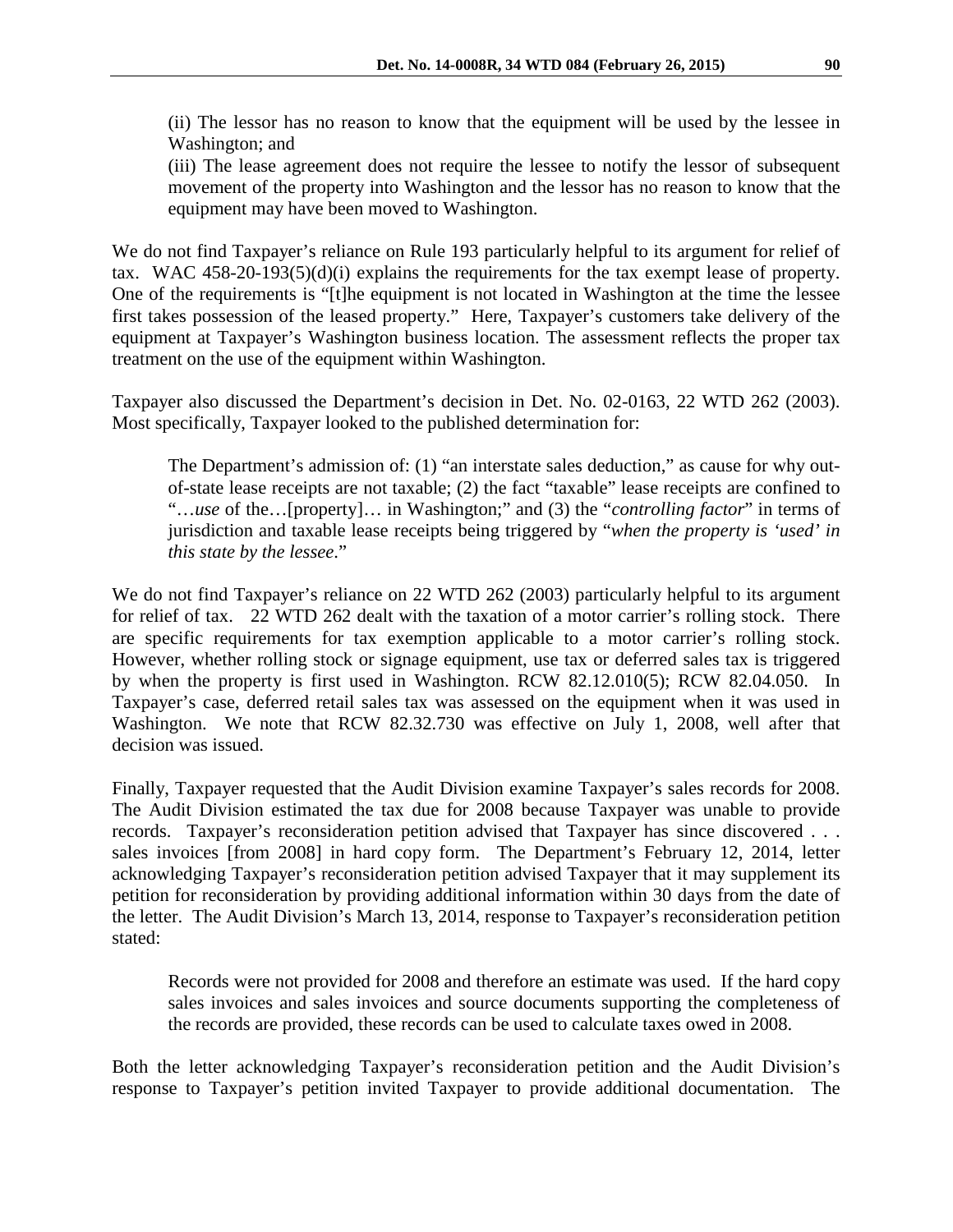> (ii) The lessor has no reason to know that the equipment will be used by the lessee in Washington; and
>
> (iii) The lease agreement does not require the lessee to notify the lessor of subsequent movement of the property into Washington and the lessor has no reason to know that the equipment may have been moved to Washington.

We do not find Taxpayer's reliance on Rule 193 particularly helpful to its argument for relief of tax. WAC 458-20-193(5)(d)(i) explains the requirements for the tax exempt lease of property. One of the requirements is "[t]he equipment is not located in Washington at the time the lessee first takes possession of the leased property." Here, Taxpayer's customers take delivery of the equipment at Taxpayer's Washington business location. The assessment reflects the proper tax treatment on the use of the equipment within Washington.

Taxpayer also discussed the Department's decision in Det. No. 02-0163, 22 WTD 262 (2003). Most specifically, Taxpayer looked to the published determination for:

> The Department's admission of: (1) "an interstate sales deduction," as cause for why out-of-state lease receipts are not taxable; (2) the fact "taxable" lease receipts are confined to "…*use* of the…[property]… in Washington;" and (3) the "*controlling factor*" in terms of jurisdiction and taxable lease receipts being triggered by "*when the property is 'used' in this state by the lessee*."

We do not find Taxpayer's reliance on 22 WTD 262 (2003) particularly helpful to its argument for relief of tax. 22 WTD 262 dealt with the taxation of a motor carrier's rolling stock. There are specific requirements for tax exemption applicable to a motor carrier's rolling stock. However, whether rolling stock or signage equipment, use tax or deferred sales tax is triggered by when the property is first used in Washington. RCW 82.12.010(5); RCW 82.04.050. In Taxpayer's case, deferred retail sales tax was assessed on the equipment when it was used in Washington. We note that RCW 82.32.730 was effective on July 1, 2008, well after that decision was issued.

Finally, Taxpayer requested that the Audit Division examine Taxpayer's sales records for 2008. The Audit Division estimated the tax due for 2008 because Taxpayer was unable to provide records. Taxpayer's reconsideration petition advised that Taxpayer has since discovered . . . sales invoices [from 2008] in hard copy form. The Department's February 12, 2014, letter acknowledging Taxpayer's reconsideration petition advised Taxpayer that it may supplement its petition for reconsideration by providing additional information within 30 days from the date of the letter. The Audit Division's March 13, 2014, response to Taxpayer's reconsideration petition stated:

> Records were not provided for 2008 and therefore an estimate was used. If the hard copy sales invoices and sales invoices and source documents supporting the completeness of the records are provided, these records can be used to calculate taxes owed in 2008.

Both the letter acknowledging Taxpayer's reconsideration petition and the Audit Division's response to Taxpayer's petition invited Taxpayer to provide additional documentation. The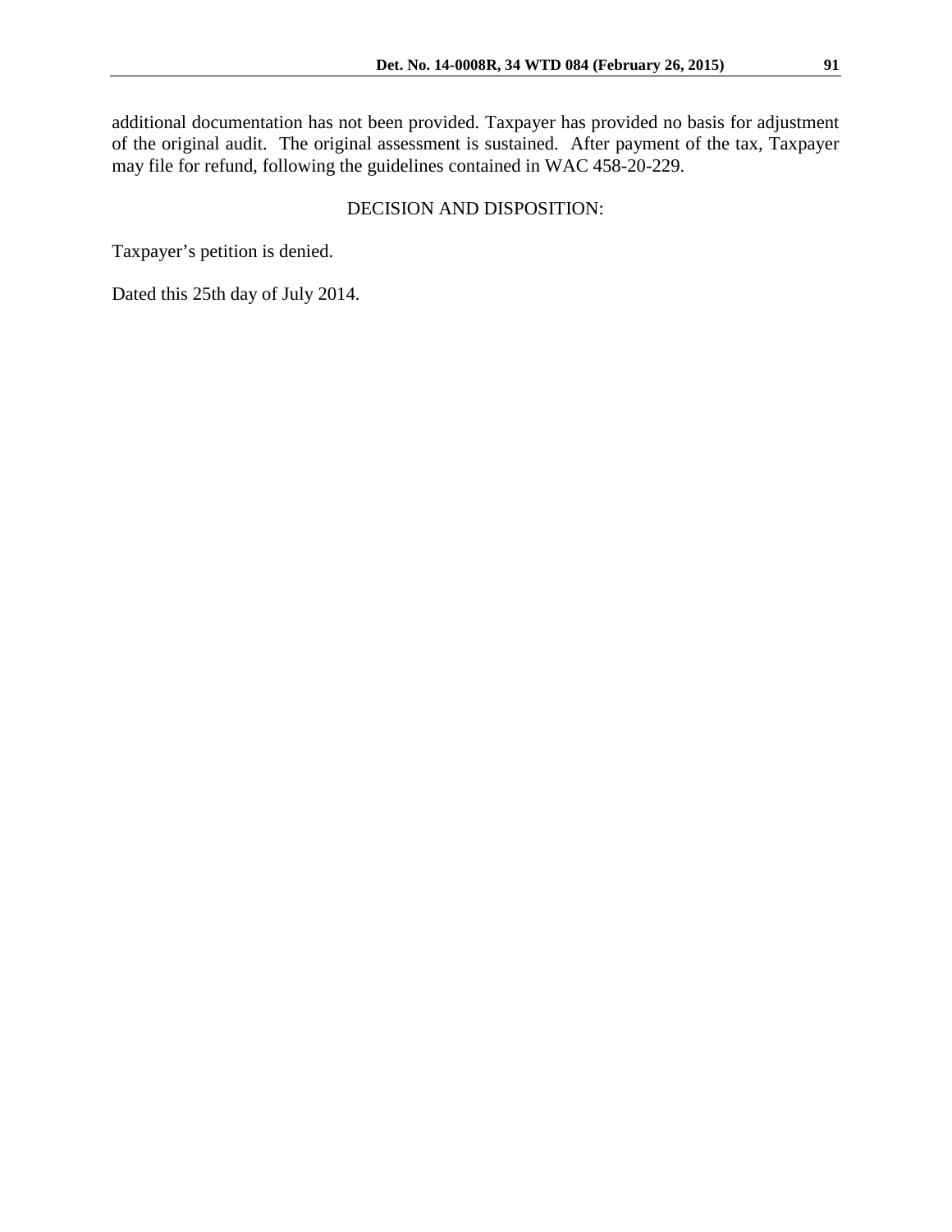additional documentation has not been provided. Taxpayer has provided no basis for adjustment of the original audit. The original assessment is sustained. After payment of the tax, Taxpayer may file for refund, following the guidelines contained in WAC 458-20-229.

DECISION AND DISPOSITION:

Taxpayer's petition is denied.

Dated this 25th day of July 2014.